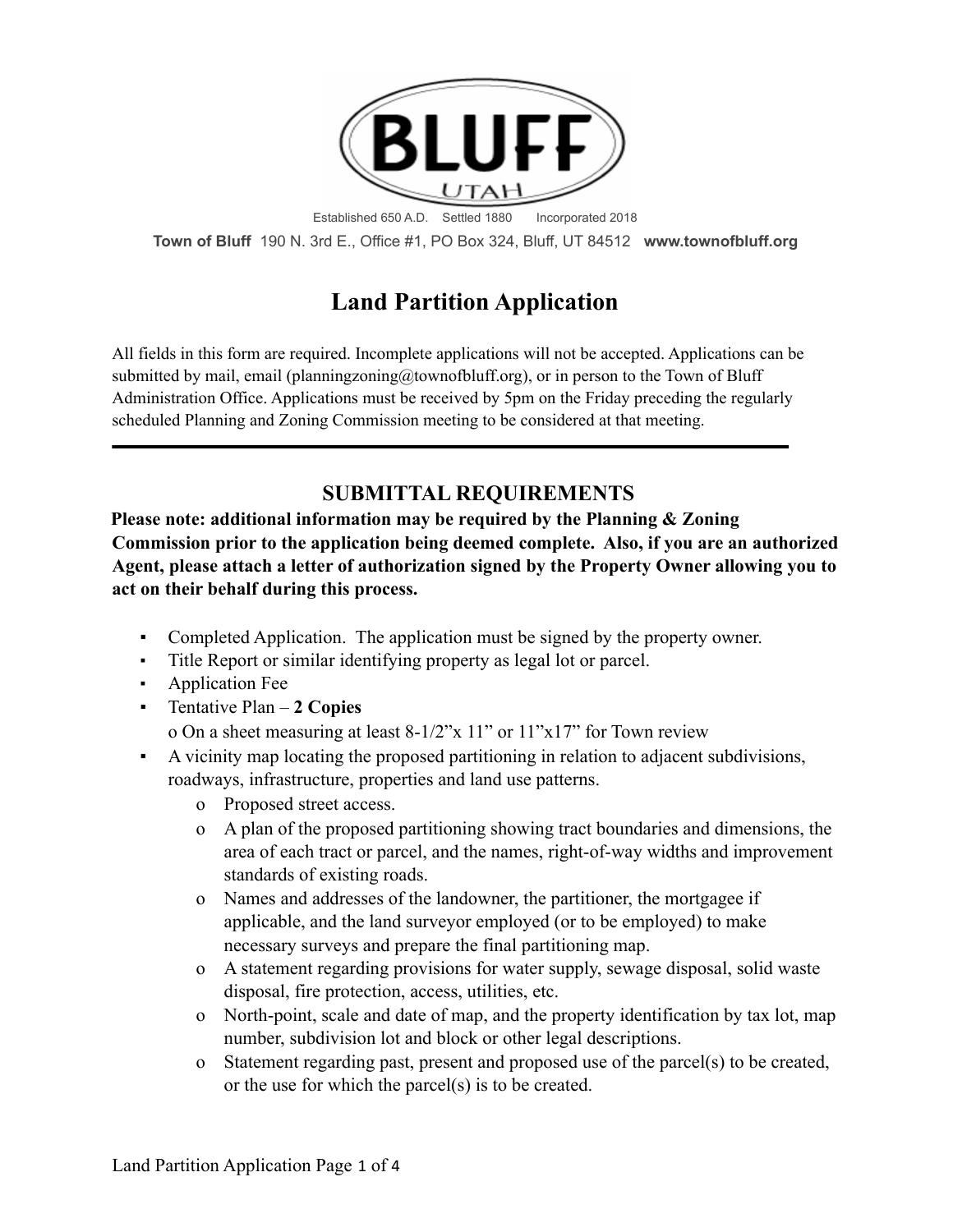BLUFF

UTAH

Established 650 A.D.    Settled 1880    Incorporated 2018

**Town of Bluff** 190 N. 3rd E., Office #1, PO Box 324, Bluff, UT 84512 **www.townofbluff.org**

# Land Partition Application

All fields in this form are required. Incomplete applications will not be accepted. Applications can be submitted by mail, email (planningzoning@townofbluff.org), or in person to the Town of Bluff Administration Office. Applications must be received by 5pm on the Friday preceding the regularly scheduled Planning and Zoning Commission meeting to be considered at that meeting.

---

## SUBMITTAL REQUIREMENTS

**Please note: additional information may be required by the Planning & Zoning Commission prior to the application being deemed complete. Also, if you are an authorized Agent, please attach a letter of authorization signed by the Property Owner allowing you to act on their behalf during this process.**

- Completed Application. The application must be signed by the property owner.
- Title Report or similar identifying property as legal lot or parcel.
- Application Fee
- Tentative Plan – **2 Copies**
  - On a sheet measuring at least 8-1/2"x 11" or 11"x17" for Town review
- A vicinity map locating the proposed partitioning in relation to adjacent subdivisions, roadways, infrastructure, properties and land use patterns.
  - Proposed street access.
  - A plan of the proposed partitioning showing tract boundaries and dimensions, the area of each tract or parcel, and the names, right-of-way widths and improvement standards of existing roads.
  - Names and addresses of the landowner, the partitioner, the mortgagee if applicable, and the land surveyor employed (or to be employed) to make necessary surveys and prepare the final partitioning map.
  - A statement regarding provisions for water supply, sewage disposal, solid waste disposal, fire protection, access, utilities, etc.
  - North-point, scale and date of map, and the property identification by tax lot, map number, subdivision lot and block or other legal descriptions.
  - Statement regarding past, present and proposed use of the parcel(s) to be created, or the use for which the parcel(s) is to be created.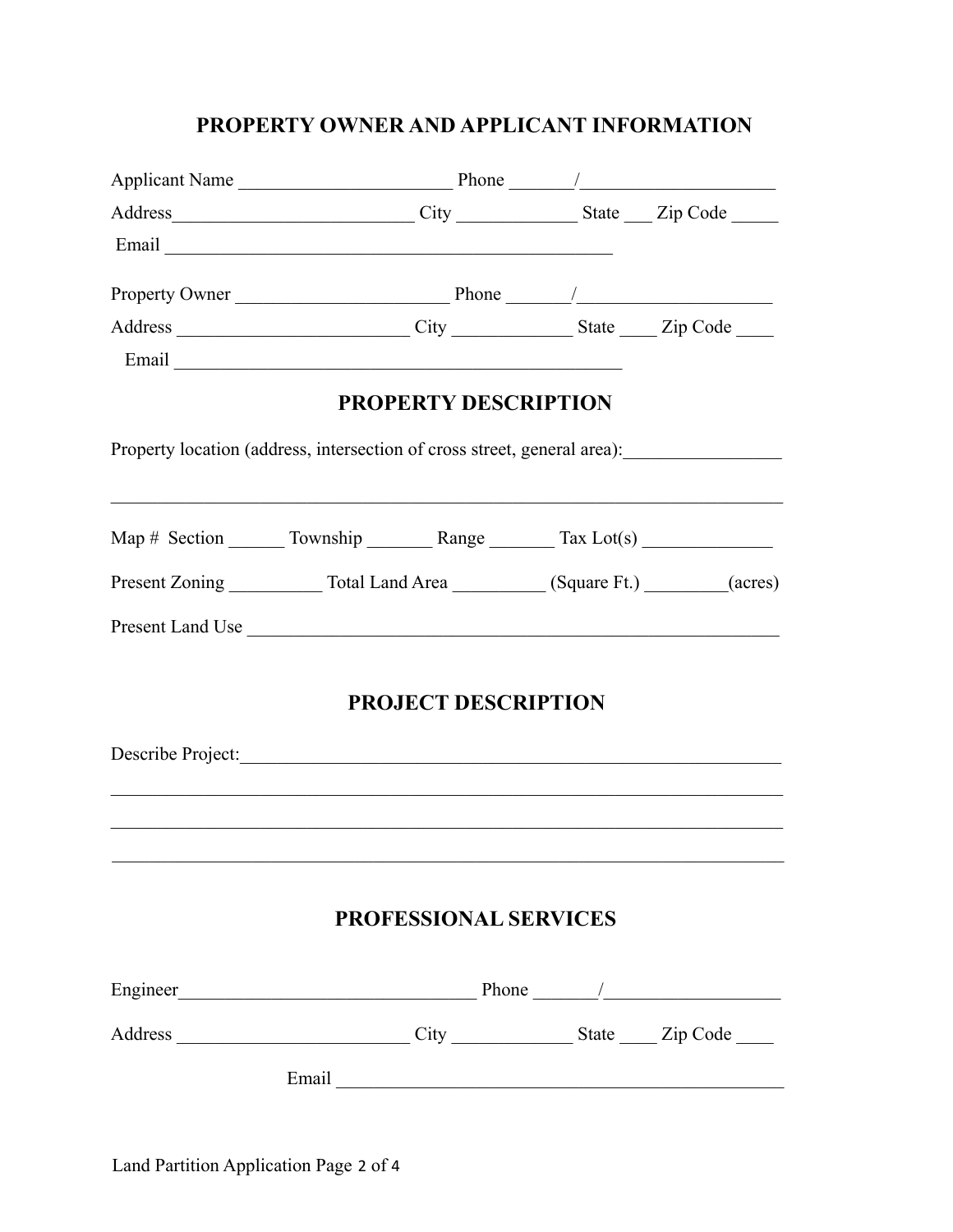## PROPERTY OWNER AND APPLICANT INFORMATION

Applicant Name ______________________ Phone _______/____________________

Address_________________________ City ____________ State ___ Zip Code _____

Email ______________________________________________

Property Owner ______________________ Phone _______/____________________

Address ________________________ City ____________ State ____ Zip Code ____

Email ______________________________________________

## PROPERTY DESCRIPTION

Property location (address, intersection of cross street, general area):________________

______________________________________________________________________

Map # Section ______ Township _______ Range _______ Tax Lot(s) _____________

Present Zoning __________ Total Land Area __________ (Square Ft.) _________(acres)

Present Land Use ________________________________________________________

## PROJECT DESCRIPTION

Describe Project:__________________________________________________________

______________________________________________________________________

______________________________________________________________________

______________________________________________________________________

## PROFESSIONAL SERVICES

Engineer_______________________________ Phone _______/__________________

Address ________________________ City ____________ State ____ Zip Code ____

Email ______________________________________________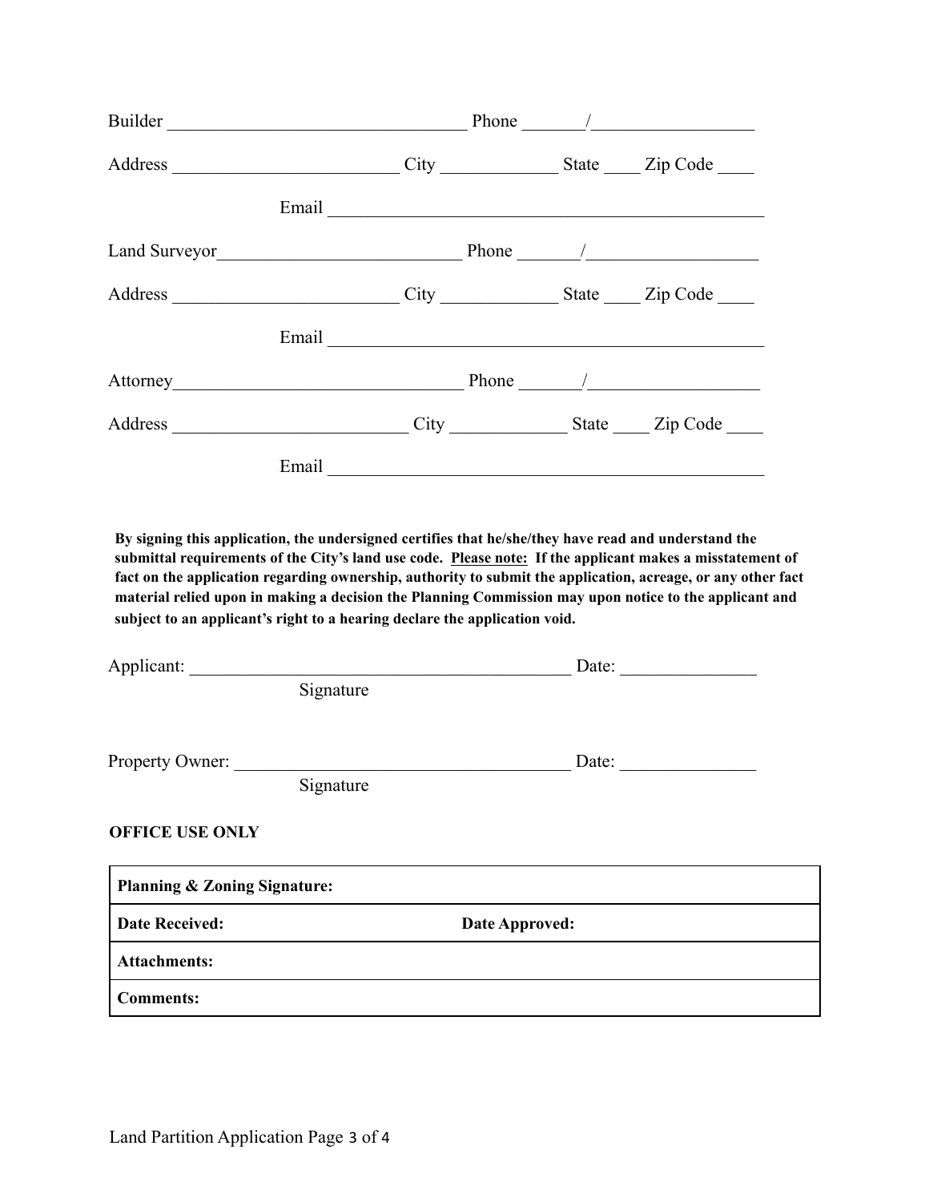Builder ________________________________ Phone _______/_________________

Address ________________________ City _____________ State ____ Zip Code ____

Email _______________________________________________

Land Surveyor__________________________ Phone _______/__________________

Address ________________________ City _____________ State ____ Zip Code ____

Email _______________________________________________

Attorney________________________________ Phone _______/__________________

Address _________________________ City _____________ State ____ Zip Code ____

Email _______________________________________________

**By signing this application, the undersigned certifies that he/she/they have read and understand the submittal requirements of the City's land use code. Please note: If the applicant makes a misstatement of fact on the application regarding ownership, authority to submit the application, acreage, or any other fact material relied upon in making a decision the Planning Commission may upon notice to the applicant and subject to an applicant's right to a hearing declare the application void.**

Applicant: ___________________________________________ Date: _______________
Signature

Property Owner: _____________________________________ Date: _______________
Signature

**OFFICE USE ONLY**

| **Planning & Zoning Signature:** | |
|---|---|
| **Date Received:** | **Date Approved:** |
| **Attachments:** | |
| **Comments:** | |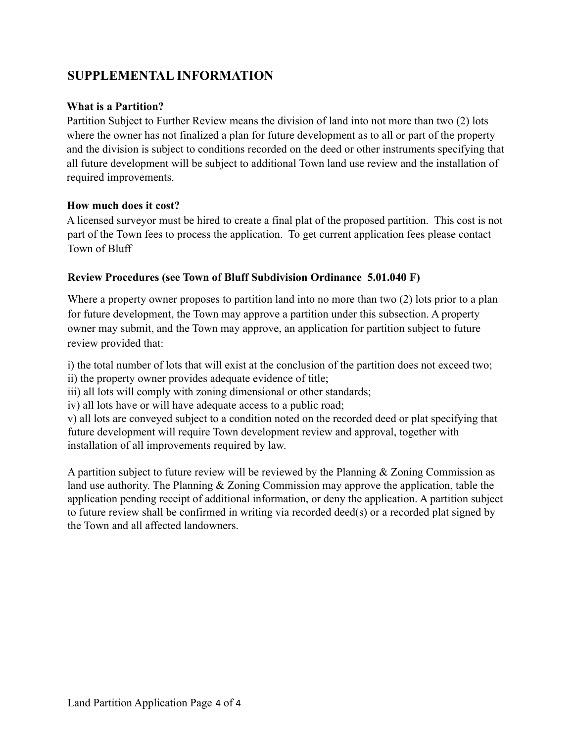## SUPPLEMENTAL INFORMATION

### What is a Partition?

Partition Subject to Further Review means the division of land into not more than two (2) lots where the owner has not finalized a plan for future development as to all or part of the property and the division is subject to conditions recorded on the deed or other instruments specifying that all future development will be subject to additional Town land use review and the installation of required improvements.

### How much does it cost?

A licensed surveyor must be hired to create a final plat of the proposed partition. This cost is not part of the Town fees to process the application. To get current application fees please contact Town of Bluff

### Review Procedures (see Town of Bluff Subdivision Ordinance 5.01.040 F)

Where a property owner proposes to partition land into no more than two (2) lots prior to a plan for future development, the Town may approve a partition under this subsection. A property owner may submit, and the Town may approve, an application for partition subject to future review provided that:

i) the total number of lots that will exist at the conclusion of the partition does not exceed two;
ii) the property owner provides adequate evidence of title;
iii) all lots will comply with zoning dimensional or other standards;
iv) all lots have or will have adequate access to a public road;
v) all lots are conveyed subject to a condition noted on the recorded deed or plat specifying that future development will require Town development review and approval, together with installation of all improvements required by law.

A partition subject to future review will be reviewed by the Planning & Zoning Commission as land use authority. The Planning & Zoning Commission may approve the application, table the application pending receipt of additional information, or deny the application. A partition subject to future review shall be confirmed in writing via recorded deed(s) or a recorded plat signed by the Town and all affected landowners.